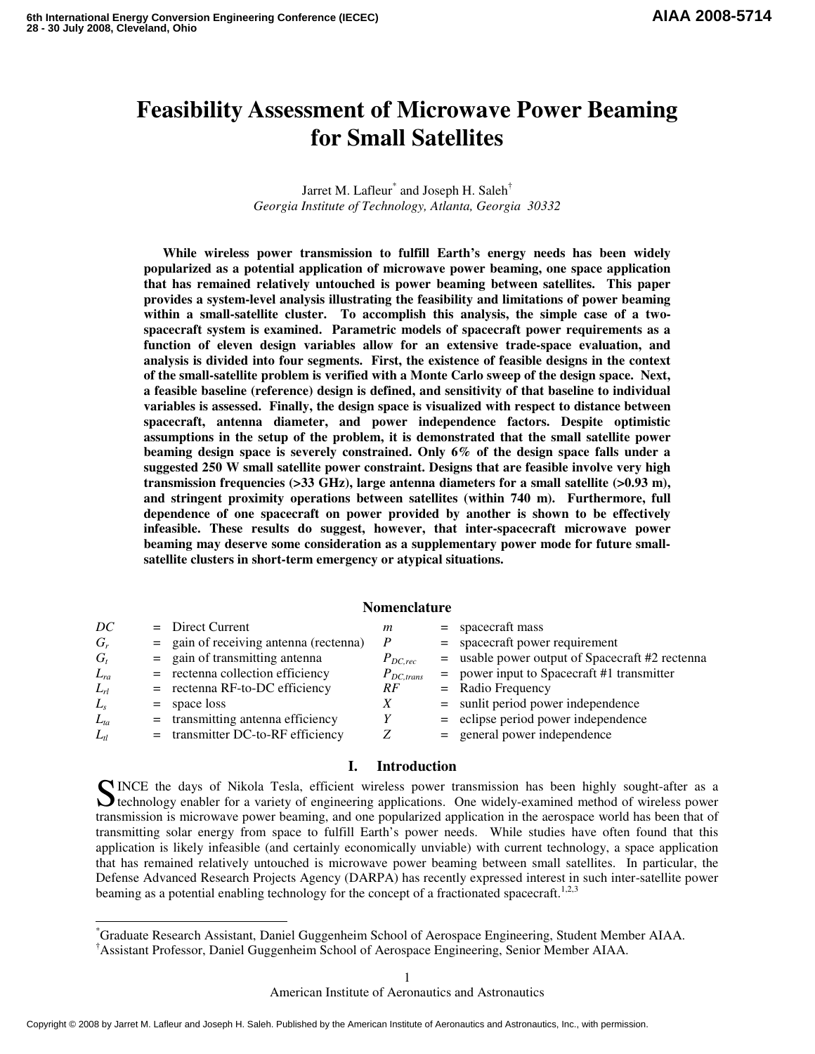# Feasibility Assessment of Microwave Power Beaming for Small Satellites

Jarret M. Lafleur[*] and Joseph H. Saleh[†]

*Georgia Institute of Technology, Atlanta, Georgia 30332*

**While wireless power transmission to fulfill Earth's energy needs has been widely popularized as a potential application of microwave power beaming, one space application that has remained relatively untouched is power beaming between satellites. This paper provides a system-level analysis illustrating the feasibility and limitations of power beaming within a small-satellite cluster. To accomplish this analysis, the simple case of a two-spacecraft system is examined. Parametric models of spacecraft power requirements as a function of eleven design variables allow for an extensive trade-space evaluation, and analysis is divided into four segments. First, the existence of feasible designs in the context of the small-satellite problem is verified with a Monte Carlo sweep of the design space. Next, a feasible baseline (reference) design is defined, and sensitivity of that baseline to individual variables is assessed. Finally, the design space is visualized with respect to distance between spacecraft, antenna diameter, and power independence factors. Despite optimistic assumptions in the setup of the problem, it is demonstrated that the small satellite power beaming design space is severely constrained. Only 6% of the design space falls under a suggested 250 W small satellite power constraint. Designs that are feasible involve very high transmission frequencies (>33 GHz), large antenna diameters for a small satellite (>0.93 m), and stringent proximity operations between satellites (within 740 m). Furthermore, full dependence of one spacecraft on power provided by another is shown to be effectively infeasible. These results do suggest, however, that inter-spacecraft microwave power beaming may deserve some consideration as a supplementary power mode for future small-satellite clusters in short-term emergency or atypical situations.**

## Nomenclature

| | | | |
|---|---|---|---|
| $DC$ | = Direct Current | $m$ | = spacecraft mass |
| $G_r$ | = gain of receiving antenna (rectenna) | $P$ | = spacecraft power requirement |
| $G_t$ | = gain of transmitting antenna | $P_{DC,rec}$ | = usable power output of Spacecraft #2 rectenna |
| $L_{ra}$ | = rectenna collection efficiency | $P_{DC,trans}$ | = power input to Spacecraft #1 transmitter |
| $L_{rl}$ | = rectenna RF-to-DC efficiency | $RF$ | = Radio Frequency |
| $L_s$ | = space loss | $X$ | = sunlit period power independence |
| $L_{ta}$ | = transmitting antenna efficiency | $Y$ | = eclipse period power independence |
| $L_{tl}$ | = transmitter DC-to-RF efficiency | $Z$ | = general power independence |

## I. Introduction

SINCE the days of Nikola Tesla, efficient wireless power transmission has been highly sought-after as a technology enabler for a variety of engineering applications. One widely-examined method of wireless power transmission is microwave power beaming, and one popularized application in the aerospace world has been that of transmitting solar energy from space to fulfill Earth's power needs. While studies have often found that this application is likely infeasible (and certainly economically unviable) with current technology, a space application that has remained relatively untouched is microwave power beaming between small satellites. In particular, the Defense Advanced Research Projects Agency (DARPA) has recently expressed interest in such inter-satellite power beaming as a potential enabling technology for the concept of a fractionated spacecraft.[1,2,3]

[*] Graduate Research Assistant, Daniel Guggenheim School of Aerospace Engineering, Student Member AIAA.

[†] Assistant Professor, Daniel Guggenheim School of Aerospace Engineering, Senior Member AIAA.

Copyright © 2008 by Jarret M. Lafleur and Joseph H. Saleh. Published by the American Institute of Aeronautics and Astronautics, Inc., with permission.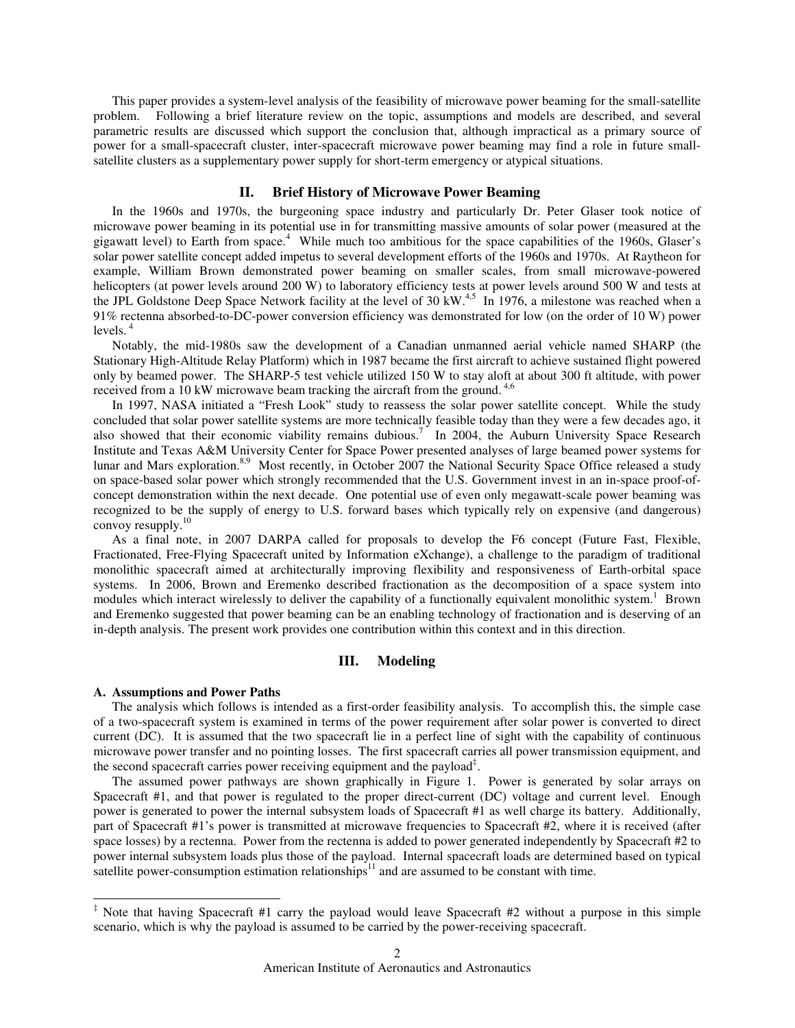This paper provides a system-level analysis of the feasibility of microwave power beaming for the small-satellite problem. Following a brief literature review on the topic, assumptions and models are described, and several parametric results are discussed which support the conclusion that, although impractical as a primary source of power for a small-spacecraft cluster, inter-spacecraft microwave power beaming may find a role in future small-satellite clusters as a supplementary power supply for short-term emergency or atypical situations.

## II. Brief History of Microwave Power Beaming

In the 1960s and 1970s, the burgeoning space industry and particularly Dr. Peter Glaser took notice of microwave power beaming in its potential use in for transmitting massive amounts of solar power (measured at the gigawatt level) to Earth from space.[4] While much too ambitious for the space capabilities of the 1960s, Glaser's solar power satellite concept added impetus to several development efforts of the 1960s and 1970s. At Raytheon for example, William Brown demonstrated power beaming on smaller scales, from small microwave-powered helicopters (at power levels around 200 W) to laboratory efficiency tests at power levels around 500 W and tests at the JPL Goldstone Deep Space Network facility at the level of 30 kW.[4,5] In 1976, a milestone was reached when a 91% rectenna absorbed-to-DC-power conversion efficiency was demonstrated for low (on the order of 10 W) power levels.[4]

Notably, the mid-1980s saw the development of a Canadian unmanned aerial vehicle named SHARP (the Stationary High-Altitude Relay Platform) which in 1987 became the first aircraft to achieve sustained flight powered only by beamed power. The SHARP-5 test vehicle utilized 150 W to stay aloft at about 300 ft altitude, with power received from a 10 kW microwave beam tracking the aircraft from the ground.[4,6]

In 1997, NASA initiated a "Fresh Look" study to reassess the solar power satellite concept. While the study concluded that solar power satellite systems are more technically feasible today than they were a few decades ago, it also showed that their economic viability remains dubious.[7] In 2004, the Auburn University Space Research Institute and Texas A&M University Center for Space Power presented analyses of large beamed power systems for lunar and Mars exploration.[8,9] Most recently, in October 2007 the National Security Space Office released a study on space-based solar power which strongly recommended that the U.S. Government invest in an in-space proof-of-concept demonstration within the next decade. One potential use of even only megawatt-scale power beaming was recognized to be the supply of energy to U.S. forward bases which typically rely on expensive (and dangerous) convoy resupply.[10]

As a final note, in 2007 DARPA called for proposals to develop the F6 concept (Future Fast, Flexible, Fractionated, Free-Flying Spacecraft united by Information eXchange), a challenge to the paradigm of traditional monolithic spacecraft aimed at architecturally improving flexibility and responsiveness of Earth-orbital space systems. In 2006, Brown and Eremenko described fractionation as the decomposition of a space system into modules which interact wirelessly to deliver the capability of a functionally equivalent monolithic system.[1] Brown and Eremenko suggested that power beaming can be an enabling technology of fractionation and is deserving of an in-depth analysis. The present work provides one contribution within this context and in this direction.

## III. Modeling

### A. Assumptions and Power Paths

The analysis which follows is intended as a first-order feasibility analysis. To accomplish this, the simple case of a two-spacecraft system is examined in terms of the power requirement after solar power is converted to direct current (DC). It is assumed that the two spacecraft lie in a perfect line of sight with the capability of continuous microwave power transfer and no pointing losses. The first spacecraft carries all power transmission equipment, and the second spacecraft carries power receiving equipment and the payload[‡].

The assumed power pathways are shown graphically in Figure 1. Power is generated by solar arrays on Spacecraft #1, and that power is regulated to the proper direct-current (DC) voltage and current level. Enough power is generated to power the internal subsystem loads of Spacecraft #1 as well charge its battery. Additionally, part of Spacecraft #1's power is transmitted at microwave frequencies to Spacecraft #2, where it is received (after space losses) by a rectenna. Power from the rectenna is added to power generated independently by Spacecraft #2 to power internal subsystem loads plus those of the payload. Internal spacecraft loads are determined based on typical satellite power-consumption estimation relationships[11] and are assumed to be constant with time.

[‡] Note that having Spacecraft #1 carry the payload would leave Spacecraft #2 without a purpose in this simple scenario, which is why the payload is assumed to be carried by the power-receiving spacecraft.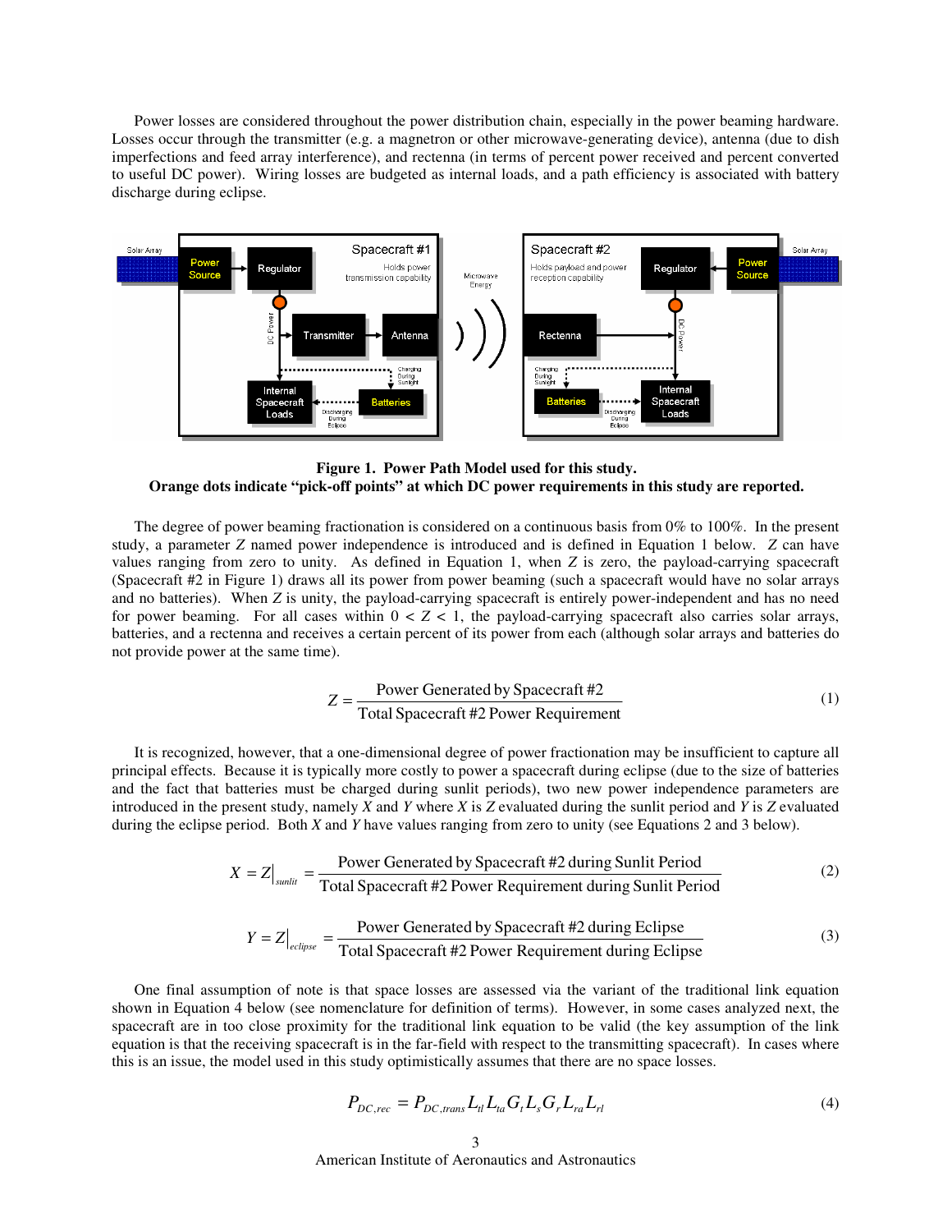Power losses are considered throughout the power distribution chain, especially in the power beaming hardware. Losses occur through the transmitter (e.g. a magnetron or other microwave-generating device), antenna (due to dish imperfections and feed array interference), and rectenna (in terms of percent power received and percent converted to useful DC power). Wiring losses are budgeted as internal loads, and a path efficiency is associated with battery discharge during eclipse.

**Figure 1. Power Path Model used for this study.**
**Orange dots indicate "pick-off points" at which DC power requirements in this study are reported.**

The degree of power beaming fractionation is considered on a continuous basis from 0% to 100%. In the present study, a parameter $Z$ named power independence is introduced and is defined in Equation 1 below. $Z$ can have values ranging from zero to unity. As defined in Equation 1, when $Z$ is zero, the payload-carrying spacecraft (Spacecraft #2 in Figure 1) draws all its power from power beaming (such a spacecraft would have no solar arrays and no batteries). When $Z$ is unity, the payload-carrying spacecraft is entirely power-independent and has no need for power beaming. For all cases within $0 < Z < 1$, the payload-carrying spacecraft also carries solar arrays, batteries, and a rectenna and receives a certain percent of its power from each (although solar arrays and batteries do not provide power at the same time).

$$Z = \frac{\text{Power Generated by Spacecraft \#2}}{\text{Total Spacecraft \#2 Power Requirement}} \tag{1}$$

It is recognized, however, that a one-dimensional degree of power fractionation may be insufficient to capture all principal effects. Because it is typically more costly to power a spacecraft during eclipse (due to the size of batteries and the fact that batteries must be charged during sunlit periods), two new power independence parameters are introduced in the present study, namely $X$ and $Y$ where $X$ is $Z$ evaluated during the sunlit period and $Y$ is $Z$ evaluated during the eclipse period. Both $X$ and $Y$ have values ranging from zero to unity (see Equations 2 and 3 below).

$$X = Z\big|_{sunlit} = \frac{\text{Power Generated by Spacecraft \#2 during Sunlit Period}}{\text{Total Spacecraft \#2 Power Requirement during Sunlit Period}} \tag{2}$$

$$Y = Z\big|_{eclipse} = \frac{\text{Power Generated by Spacecraft \#2 during Eclipse}}{\text{Total Spacecraft \#2 Power Requirement during Eclipse}} \tag{3}$$

One final assumption of note is that space losses are assessed via the variant of the traditional link equation shown in Equation 4 below (see nomenclature for definition of terms). However, in some cases analyzed next, the spacecraft are in too close proximity for the traditional link equation to be valid (the key assumption of the link equation is that the receiving spacecraft is in the far-field with respect to the transmitting spacecraft). In cases where this is an issue, the model used in this study optimistically assumes that there are no space losses.

$$P_{DC,rec} = P_{DC,trans} L_{tl} L_{ta} G_t L_s G_r L_{ra} L_{rl} \tag{4}$$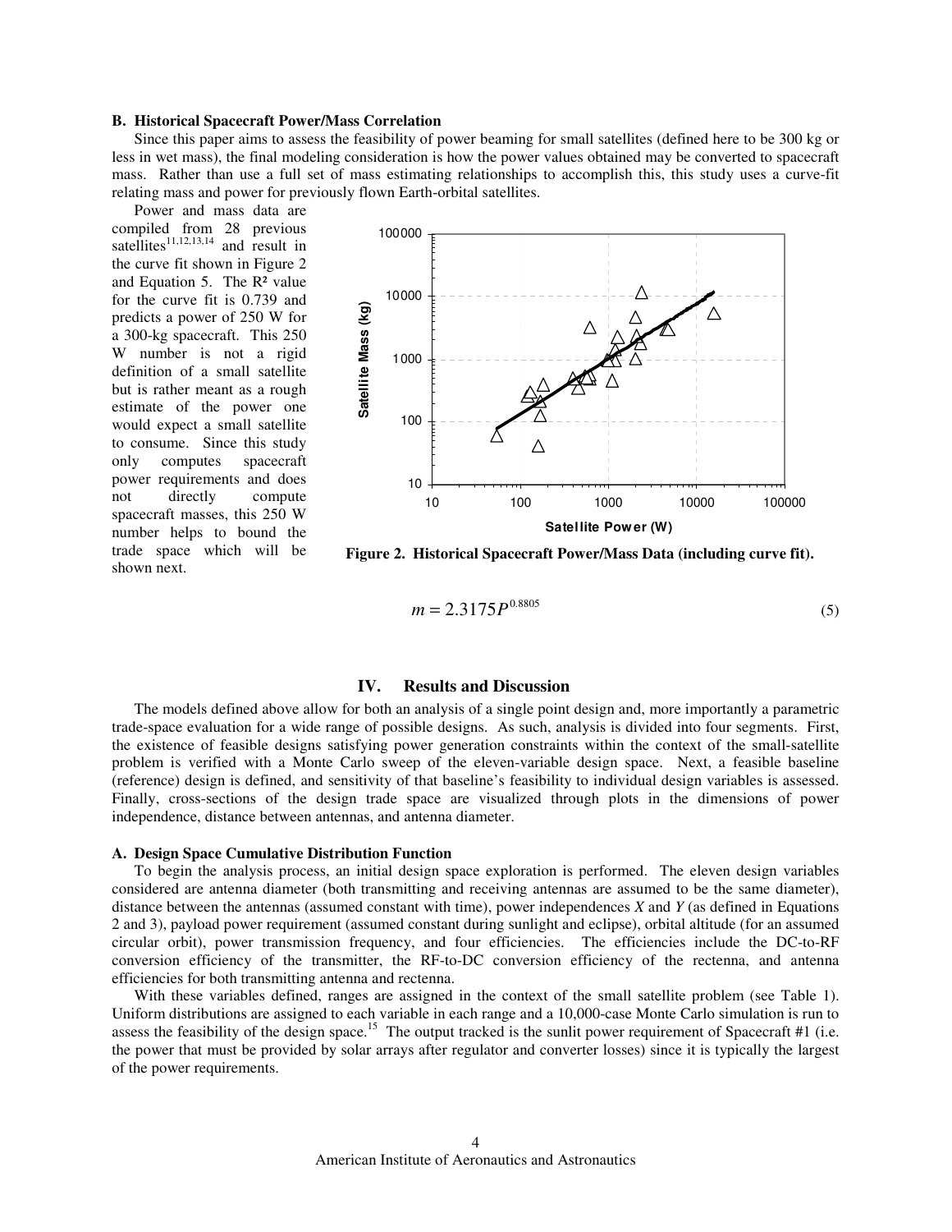### B. Historical Spacecraft Power/Mass Correlation

Since this paper aims to assess the feasibility of power beaming for small satellites (defined here to be 300 kg or less in wet mass), the final modeling consideration is how the power values obtained may be converted to spacecraft mass. Rather than use a full set of mass estimating relationships to accomplish this, this study uses a curve-fit relating mass and power for previously flown Earth-orbital satellites.

Power and mass data are compiled from 28 previous satellites[11,12,13,14] and result in the curve fit shown in Figure 2 and Equation 5. The $R^2$ value for the curve fit is 0.739 and predicts a power of 250 W for a 300-kg spacecraft. This 250 W number is not a rigid definition of a small satellite but is rather meant as a rough estimate of the power one would expect a small satellite to consume. Since this study only computes spacecraft power requirements and does not directly compute spacecraft masses, this 250 W number helps to bound the trade space which will be shown next.

**Figure 2. Historical Spacecraft Power/Mass Data (including curve fit).**

$$m = 2.3175 P^{0.8805} \tag{5}$$

## IV. Results and Discussion

The models defined above allow for both an analysis of a single point design and, more importantly a parametric trade-space evaluation for a wide range of possible designs. As such, analysis is divided into four segments. First, the existence of feasible designs satisfying power generation constraints within the context of the small-satellite problem is verified with a Monte Carlo sweep of the eleven-variable design space. Next, a feasible baseline (reference) design is defined, and sensitivity of that baseline's feasibility to individual design variables is assessed. Finally, cross-sections of the design trade space are visualized through plots in the dimensions of power independence, distance between antennas, and antenna diameter.

### A. Design Space Cumulative Distribution Function

To begin the analysis process, an initial design space exploration is performed. The eleven design variables considered are antenna diameter (both transmitting and receiving antennas are assumed to be the same diameter), distance between the antennas (assumed constant with time), power independences $X$ and $Y$ (as defined in Equations 2 and 3), payload power requirement (assumed constant during sunlight and eclipse), orbital altitude (for an assumed circular orbit), power transmission frequency, and four efficiencies. The efficiencies include the DC-to-RF conversion efficiency of the transmitter, the RF-to-DC conversion efficiency of the rectenna, and antenna efficiencies for both transmitting antenna and rectenna.

With these variables defined, ranges are assigned in the context of the small satellite problem (see Table 1). Uniform distributions are assigned to each variable in each range and a 10,000-case Monte Carlo simulation is run to assess the feasibility of the design space.[15] The output tracked is the sunlit power requirement of Spacecraft #1 (i.e. the power that must be provided by solar arrays after regulator and converter losses) since it is typically the largest of the power requirements.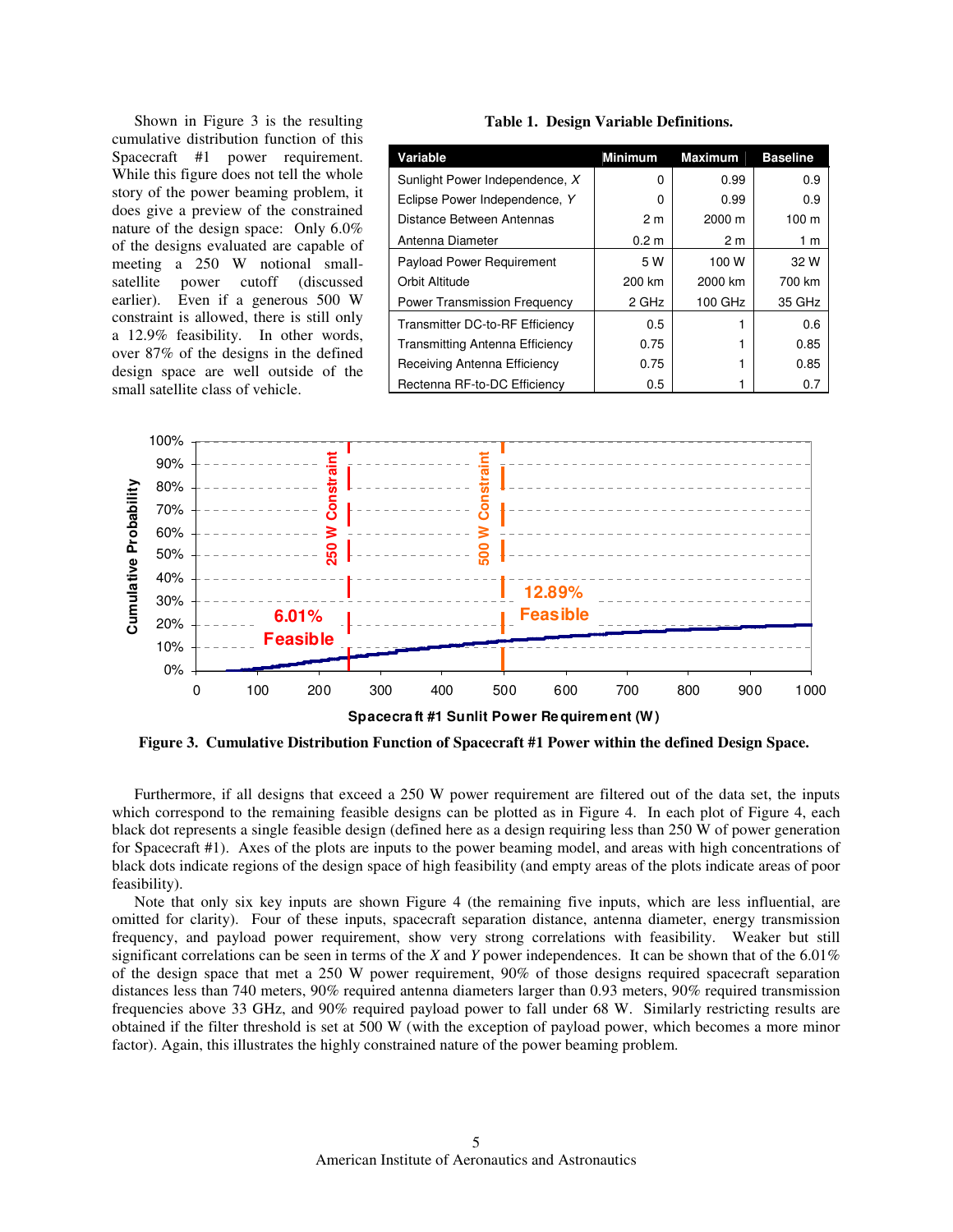Shown in Figure 3 is the resulting cumulative distribution function of this Spacecraft #1 power requirement. While this figure does not tell the whole story of the power beaming problem, it does give a preview of the constrained nature of the design space: Only 6.0% of the designs evaluated are capable of meeting a 250 W notional small-satellite power cutoff (discussed earlier). Even if a generous 500 W constraint is allowed, there is still only a 12.9% feasibility. In other words, over 87% of the designs in the defined design space are well outside of the small satellite class of vehicle.

**Table 1. Design Variable Definitions.**

| Variable | Minimum | Maximum | Baseline |
|---|---|---|---|
| Sunlight Power Independence, *X* | 0 | 0.99 | 0.9 |
| Eclipse Power Independence, *Y* | 0 | 0.99 | 0.9 |
| Distance Between Antennas | 2 m | 2000 m | 100 m |
| Antenna Diameter | 0.2 m | 2 m | 1 m |
| Payload Power Requirement | 5 W | 100 W | 32 W |
| Orbit Altitude | 200 km | 2000 km | 700 km |
| Power Transmission Frequency | 2 GHz | 100 GHz | 35 GHz |
| Transmitter DC-to-RF Efficiency | 0.5 | 1 | 0.6 |
| Transmitting Antenna Efficiency | 0.75 | 1 | 0.85 |
| Receiving Antenna Efficiency | 0.75 | 1 | 0.85 |
| Rectenna RF-to-DC Efficiency | 0.5 | 1 | 0.7 |

**Figure 3. Cumulative Distribution Function of Spacecraft #1 Power within the defined Design Space.**

Furthermore, if all designs that exceed a 250 W power requirement are filtered out of the data set, the inputs which correspond to the remaining feasible designs can be plotted as in Figure 4. In each plot of Figure 4, each black dot represents a single feasible design (defined here as a design requiring less than 250 W of power generation for Spacecraft #1). Axes of the plots are inputs to the power beaming model, and areas with high concentrations of black dots indicate regions of the design space of high feasibility (and empty areas of the plots indicate areas of poor feasibility).

Note that only six key inputs are shown Figure 4 (the remaining five inputs, which are less influential, are omitted for clarity). Four of these inputs, spacecraft separation distance, antenna diameter, energy transmission frequency, and payload power requirement, show very strong correlations with feasibility. Weaker but still significant correlations can be seen in terms of the *X* and *Y* power independences. It can be shown that of the 6.01% of the design space that met a 250 W power requirement, 90% of those designs required spacecraft separation distances less than 740 meters, 90% required antenna diameters larger than 0.93 meters, 90% required transmission frequencies above 33 GHz, and 90% required payload power to fall under 68 W. Similarly restricting results are obtained if the filter threshold is set at 500 W (with the exception of payload power, which becomes a more minor factor). Again, this illustrates the highly constrained nature of the power beaming problem.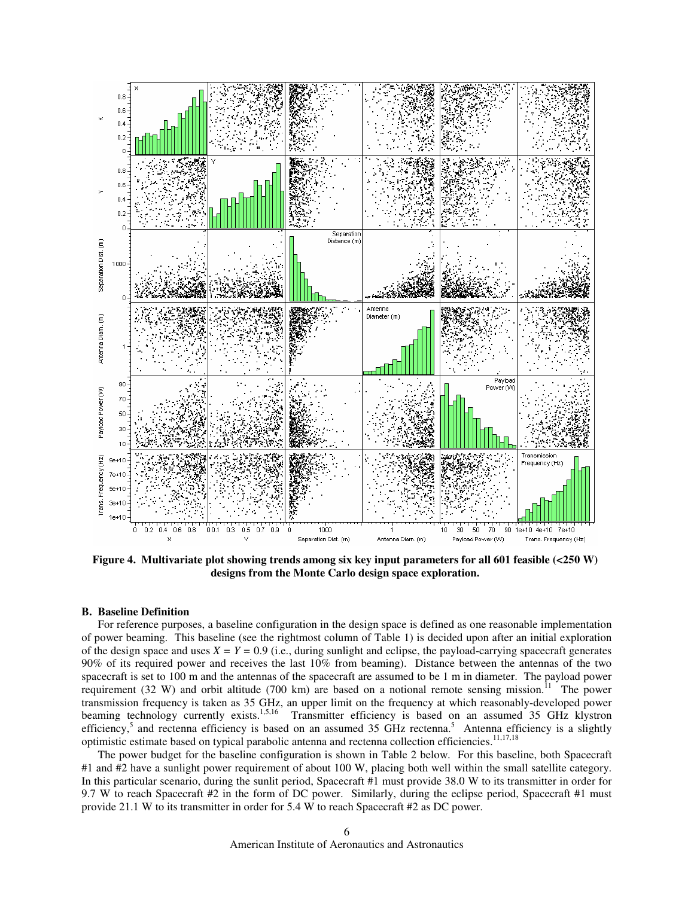**Figure 4. Multivariate plot showing trends among six key input parameters for all 601 feasible (<250 W) designs from the Monte Carlo design space exploration.**

## B. Baseline Definition

For reference purposes, a baseline configuration in the design space is defined as one reasonable implementation of power beaming. This baseline (see the rightmost column of Table 1) is decided upon after an initial exploration of the design space and uses $X = Y = 0.9$ (i.e., during sunlight and eclipse, the payload-carrying spacecraft generates 90% of its required power and receives the last 10% from beaming). Distance between the antennas of the two spacecraft is set to 100 m and the antennas of the spacecraft are assumed to be 1 m in diameter. The payload power requirement (32 W) and orbit altitude (700 km) are based on a notional remote sensing mission.[11] The power transmission frequency is taken as 35 GHz, an upper limit on the frequency at which reasonably-developed power beaming technology currently exists.[1,5,16] Transmitter efficiency is based on an assumed 35 GHz klystron efficiency,[5] and rectenna efficiency is based on an assumed 35 GHz rectenna.[5] Antenna efficiency is a slightly optimistic estimate based on typical parabolic antenna and rectenna collection efficiencies.[11,17,18]

The power budget for the baseline configuration is shown in Table 2 below. For this baseline, both Spacecraft #1 and #2 have a sunlight power requirement of about 100 W, placing both well within the small satellite category. In this particular scenario, during the sunlit period, Spacecraft #1 must provide 38.0 W to its transmitter in order for 9.7 W to reach Spacecraft #2 in the form of DC power. Similarly, during the eclipse period, Spacecraft #1 must provide 21.1 W to its transmitter in order for 5.4 W to reach Spacecraft #2 as DC power.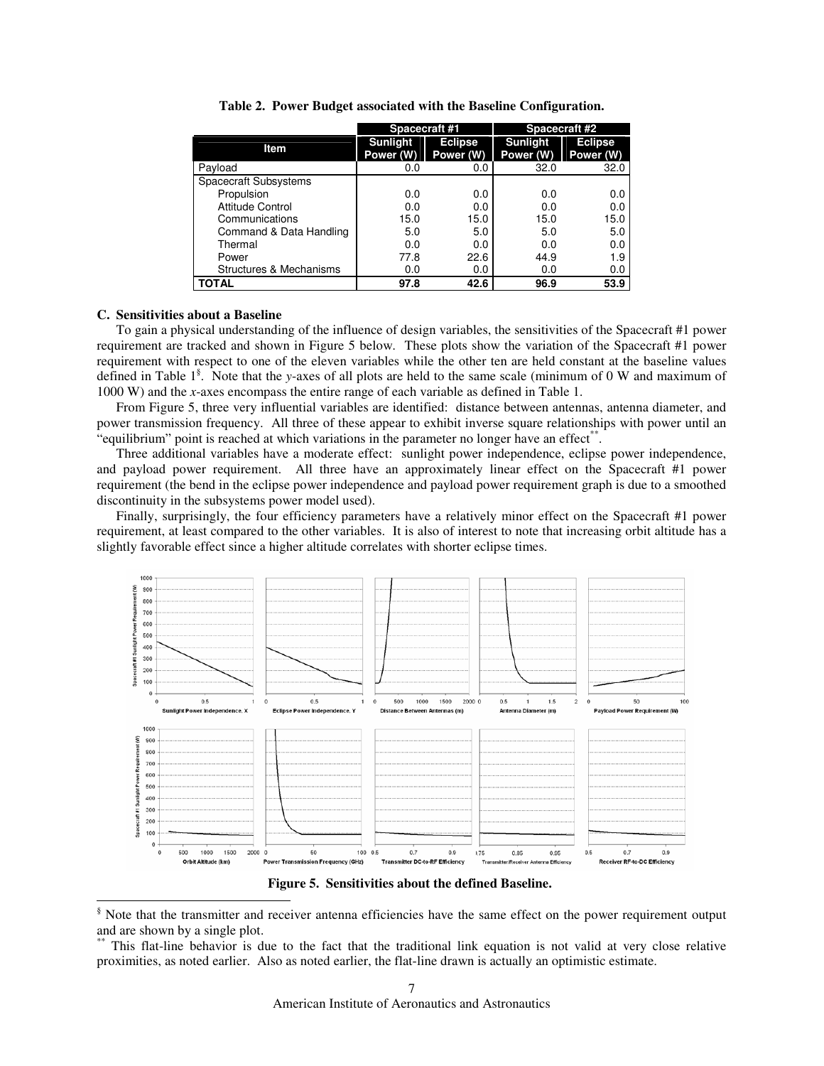**Table 2. Power Budget associated with the Baseline Configuration.**

| Item | Spacecraft #1 | | Spacecraft #2 | |
|---|---|---|---|---|
| | Sunlight Power (W) | Eclipse Power (W) | Sunlight Power (W) | Eclipse Power (W) |
| Payload | 0.0 | 0.0 | 32.0 | 32.0 |
| Spacecraft Subsystems | | | | |
| Propulsion | 0.0 | 0.0 | 0.0 | 0.0 |
| Attitude Control | 0.0 | 0.0 | 0.0 | 0.0 |
| Communications | 15.0 | 15.0 | 15.0 | 15.0 |
| Command & Data Handling | 5.0 | 5.0 | 5.0 | 5.0 |
| Thermal | 0.0 | 0.0 | 0.0 | 0.0 |
| Power | 77.8 | 22.6 | 44.9 | 1.9 |
| Structures & Mechanisms | 0.0 | 0.0 | 0.0 | 0.0 |
| **TOTAL** | **97.8** | **42.6** | **96.9** | **53.9** |

### C. Sensitivities about a Baseline

To gain a physical understanding of the influence of design variables, the sensitivities of the Spacecraft #1 power requirement are tracked and shown in Figure 5 below. These plots show the variation of the Spacecraft #1 power requirement with respect to one of the eleven variables while the other ten are held constant at the baseline values defined in Table 1[§]. Note that the *y*-axes of all plots are held to the same scale (minimum of 0 W and maximum of 1000 W) and the *x*-axes encompass the entire range of each variable as defined in Table 1.

From Figure 5, three very influential variables are identified: distance between antennas, antenna diameter, and power transmission frequency. All three of these appear to exhibit inverse square relationships with power until an "equilibrium" point is reached at which variations in the parameter no longer have an effect[**].

Three additional variables have a moderate effect: sunlight power independence, eclipse power independence, and payload power requirement. All three have an approximately linear effect on the Spacecraft #1 power requirement (the bend in the eclipse power independence and payload power requirement graph is due to a smoothed discontinuity in the subsystems power model used).

Finally, surprisingly, the four efficiency parameters have a relatively minor effect on the Spacecraft #1 power requirement, at least compared to the other variables. It is also of interest to note that increasing orbit altitude has a slightly favorable effect since a higher altitude correlates with shorter eclipse times.

**Figure 5. Sensitivities about the defined Baseline.**

[§] Note that the transmitter and receiver antenna efficiencies have the same effect on the power requirement output and are shown by a single plot.

[**] This flat-line behavior is due to the fact that the traditional link equation is not valid at very close relative proximities, as noted earlier. Also as noted earlier, the flat-line drawn is actually an optimistic estimate.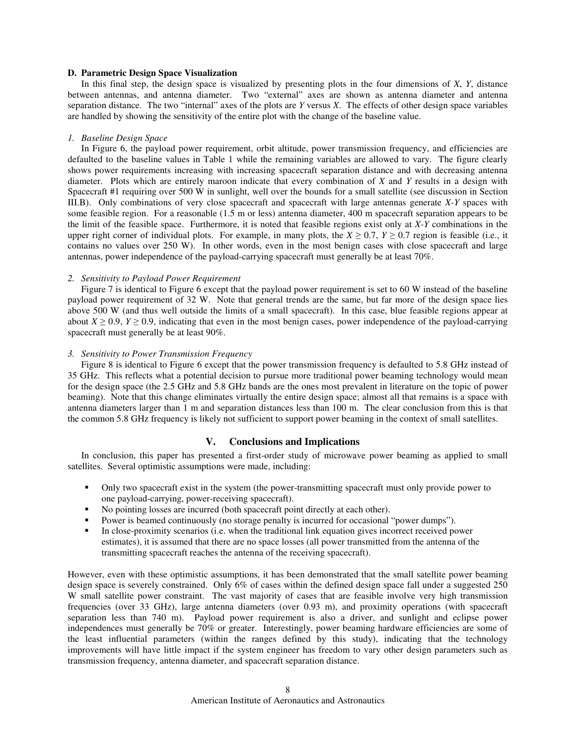### D. Parametric Design Space Visualization

In this final step, the design space is visualized by presenting plots in the four dimensions of $X$, $Y$, distance between antennas, and antenna diameter. Two "external" axes are shown as antenna diameter and antenna separation distance. The two "internal" axes of the plots are $Y$ versus $X$. The effects of other design space variables are handled by showing the sensitivity of the entire plot with the change of the baseline value.

#### *1. Baseline Design Space*

In Figure 6, the payload power requirement, orbit altitude, power transmission frequency, and efficiencies are defaulted to the baseline values in Table 1 while the remaining variables are allowed to vary. The figure clearly shows power requirements increasing with increasing spacecraft separation distance and with decreasing antenna diameter. Plots which are entirely maroon indicate that every combination of $X$ and $Y$ results in a design with Spacecraft #1 requiring over 500 W in sunlight, well over the bounds for a small satellite (see discussion in Section III.B). Only combinations of very close spacecraft and spacecraft with large antennas generate $X$-$Y$ spaces with some feasible region. For a reasonable (1.5 m or less) antenna diameter, 400 m spacecraft separation appears to be the limit of the feasible space. Furthermore, it is noted that feasible regions exist only at $X$-$Y$ combinations in the upper right corner of individual plots. For example, in many plots, the $X \geq 0.7$, $Y \geq 0.7$ region is feasible (i.e., it contains no values over 250 W). In other words, even in the most benign cases with close spacecraft and large antennas, power independence of the payload-carrying spacecraft must generally be at least 70%.

#### *2. Sensitivity to Payload Power Requirement*

Figure 7 is identical to Figure 6 except that the payload power requirement is set to 60 W instead of the baseline payload power requirement of 32 W. Note that general trends are the same, but far more of the design space lies above 500 W (and thus well outside the limits of a small spacecraft). In this case, blue feasible regions appear at about $X \geq 0.9$, $Y \geq 0.9$, indicating that even in the most benign cases, power independence of the payload-carrying spacecraft must generally be at least 90%.

#### *3. Sensitivity to Power Transmission Frequency*

Figure 8 is identical to Figure 6 except that the power transmission frequency is defaulted to 5.8 GHz instead of 35 GHz. This reflects what a potential decision to pursue more traditional power beaming technology would mean for the design space (the 2.5 GHz and 5.8 GHz bands are the ones most prevalent in literature on the topic of power beaming). Note that this change eliminates virtually the entire design space; almost all that remains is a space with antenna diameters larger than 1 m and separation distances less than 100 m. The clear conclusion from this is that the common 5.8 GHz frequency is likely not sufficient to support power beaming in the context of small satellites.

## V. Conclusions and Implications

In conclusion, this paper has presented a first-order study of microwave power beaming as applied to small satellites. Several optimistic assumptions were made, including:

- Only two spacecraft exist in the system (the power-transmitting spacecraft must only provide power to one payload-carrying, power-receiving spacecraft).
- No pointing losses are incurred (both spacecraft point directly at each other).
- Power is beamed continuously (no storage penalty is incurred for occasional "power dumps").
- In close-proximity scenarios (i.e. when the traditional link equation gives incorrect received power estimates), it is assumed that there are no space losses (all power transmitted from the antenna of the transmitting spacecraft reaches the antenna of the receiving spacecraft).

However, even with these optimistic assumptions, it has been demonstrated that the small satellite power beaming design space is severely constrained. Only 6% of cases within the defined design space fall under a suggested 250 W small satellite power constraint. The vast majority of cases that are feasible involve very high transmission frequencies (over 33 GHz), large antenna diameters (over 0.93 m), and proximity operations (with spacecraft separation less than 740 m). Payload power requirement is also a driver, and sunlight and eclipse power independences must generally be 70% or greater. Interestingly, power beaming hardware efficiencies are some of the least influential parameters (within the ranges defined by this study), indicating that the technology improvements will have little impact if the system engineer has freedom to vary other design parameters such as transmission frequency, antenna diameter, and spacecraft separation distance.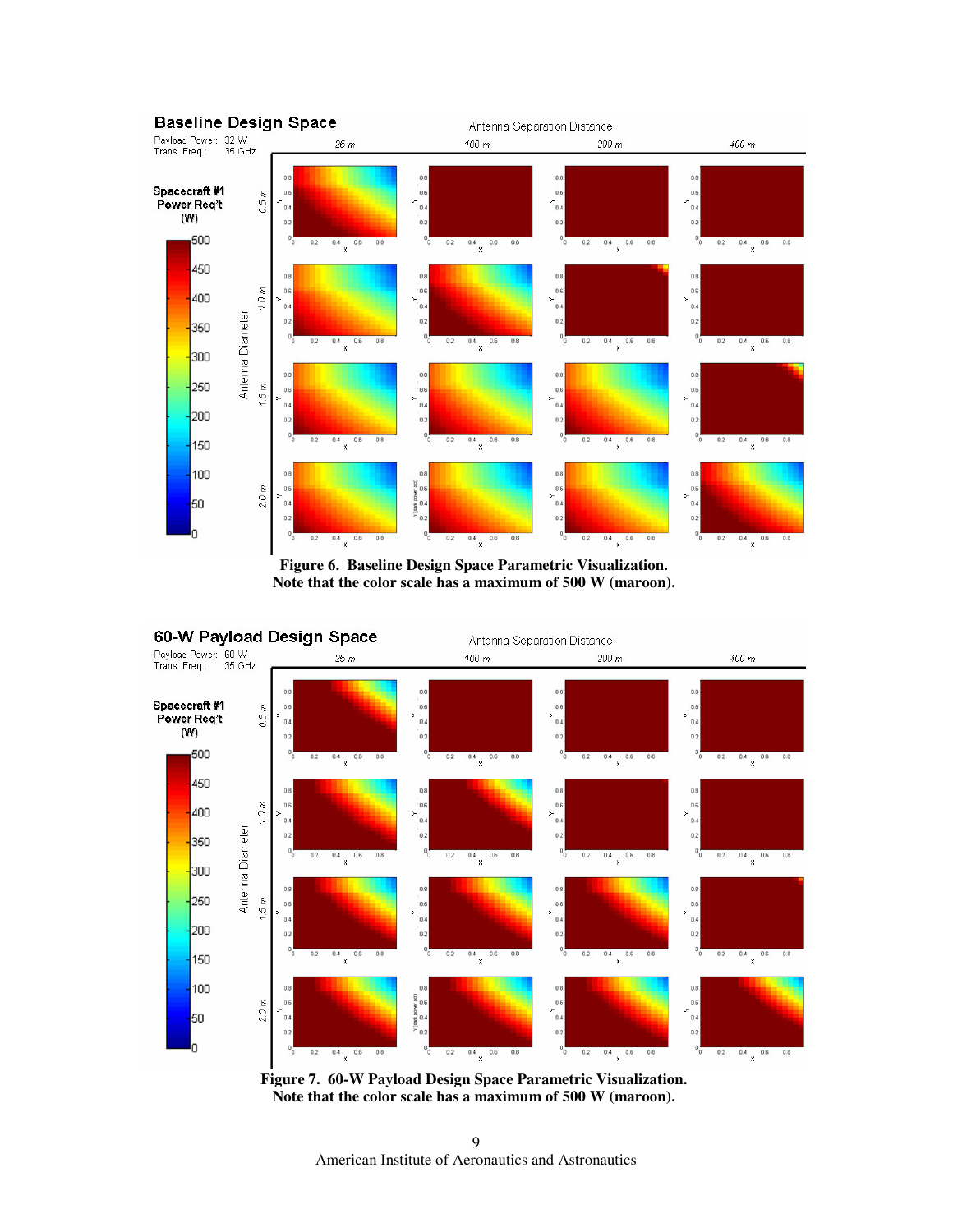Figure 6. Baseline Design Space Parametric Visualization.
Note that the color scale has a maximum of 500 W (maroon).

Figure 7. 60-W Payload Design Space Parametric Visualization.
Note that the color scale has a maximum of 500 W (maroon).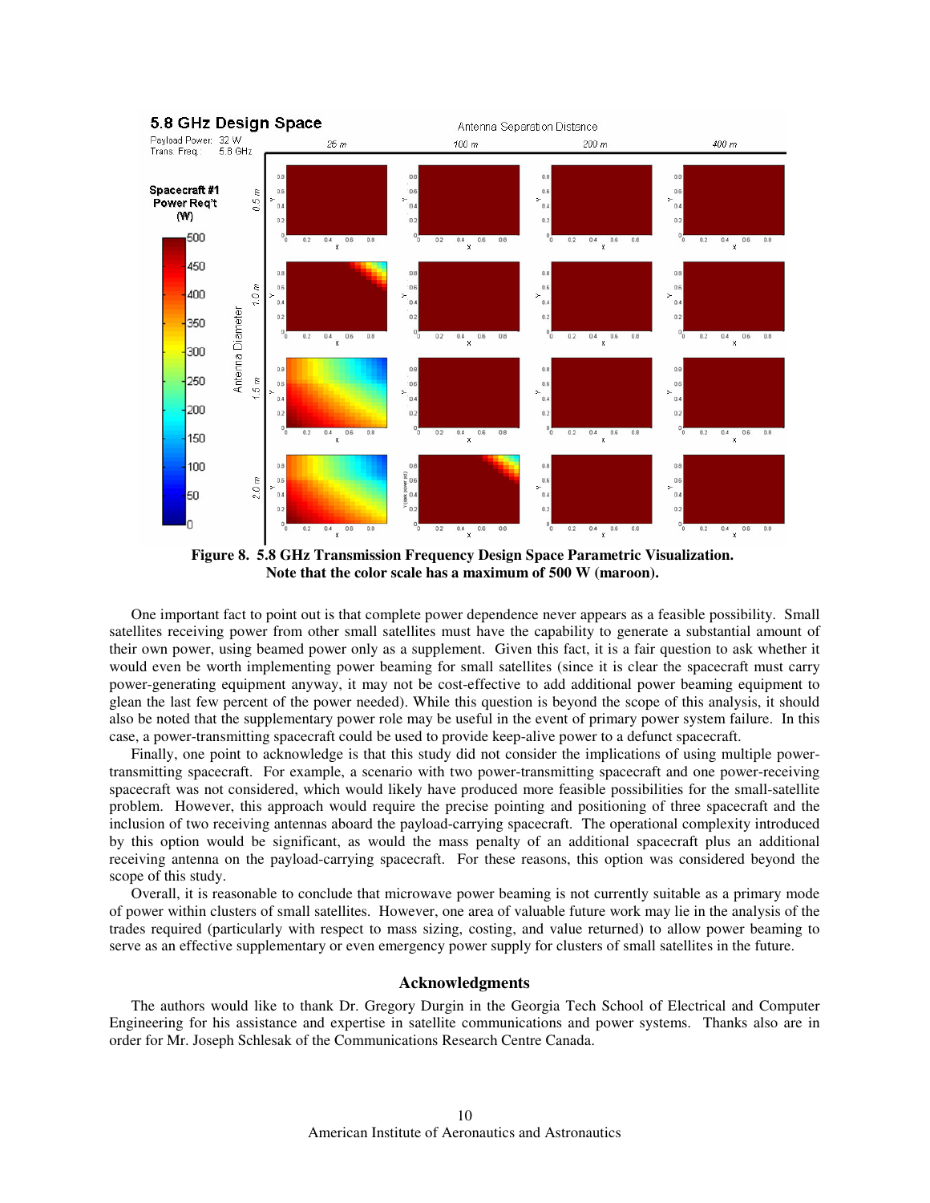5.8 GHz Design Space

Payload Power: 32 W
Trans. Freq.: 5.8 GHz

Antenna Separation Distance

25 m 100 m 200 m 400 m

Antenna Diameter

0.5 m
1.0 m
1.5 m
2.0 m

Spacecraft #1 Power Req't (W)

500
450
400
350
300
250
200
150
100
50
0

**Figure 8. 5.8 GHz Transmission Frequency Design Space Parametric Visualization. Note that the color scale has a maximum of 500 W (maroon).**

One important fact to point out is that complete power dependence never appears as a feasible possibility. Small satellites receiving power from other small satellites must have the capability to generate a substantial amount of their own power, using beamed power only as a supplement. Given this fact, it is a fair question to ask whether it would even be worth implementing power beaming for small satellites (since it is clear the spacecraft must carry power-generating equipment anyway, it may not be cost-effective to add additional power beaming equipment to glean the last few percent of the power needed). While this question is beyond the scope of this analysis, it should also be noted that the supplementary power role may be useful in the event of primary power system failure. In this case, a power-transmitting spacecraft could be used to provide keep-alive power to a defunct spacecraft.

Finally, one point to acknowledge is that this study did not consider the implications of using multiple power-transmitting spacecraft. For example, a scenario with two power-transmitting spacecraft and one power-receiving spacecraft was not considered, which would likely have produced more feasible possibilities for the small-satellite problem. However, this approach would require the precise pointing and positioning of three spacecraft and the inclusion of two receiving antennas aboard the payload-carrying spacecraft. The operational complexity introduced by this option would be significant, as would the mass penalty of an additional spacecraft plus an additional receiving antenna on the payload-carrying spacecraft. For these reasons, this option was considered beyond the scope of this study.

Overall, it is reasonable to conclude that microwave power beaming is not currently suitable as a primary mode of power within clusters of small satellites. However, one area of valuable future work may lie in the analysis of the trades required (particularly with respect to mass sizing, costing, and value returned) to allow power beaming to serve as an effective supplementary or even emergency power supply for clusters of small satellites in the future.

## Acknowledgments

The authors would like to thank Dr. Gregory Durgin in the Georgia Tech School of Electrical and Computer Engineering for his assistance and expertise in satellite communications and power systems. Thanks also are in order for Mr. Joseph Schlesak of the Communications Research Centre Canada.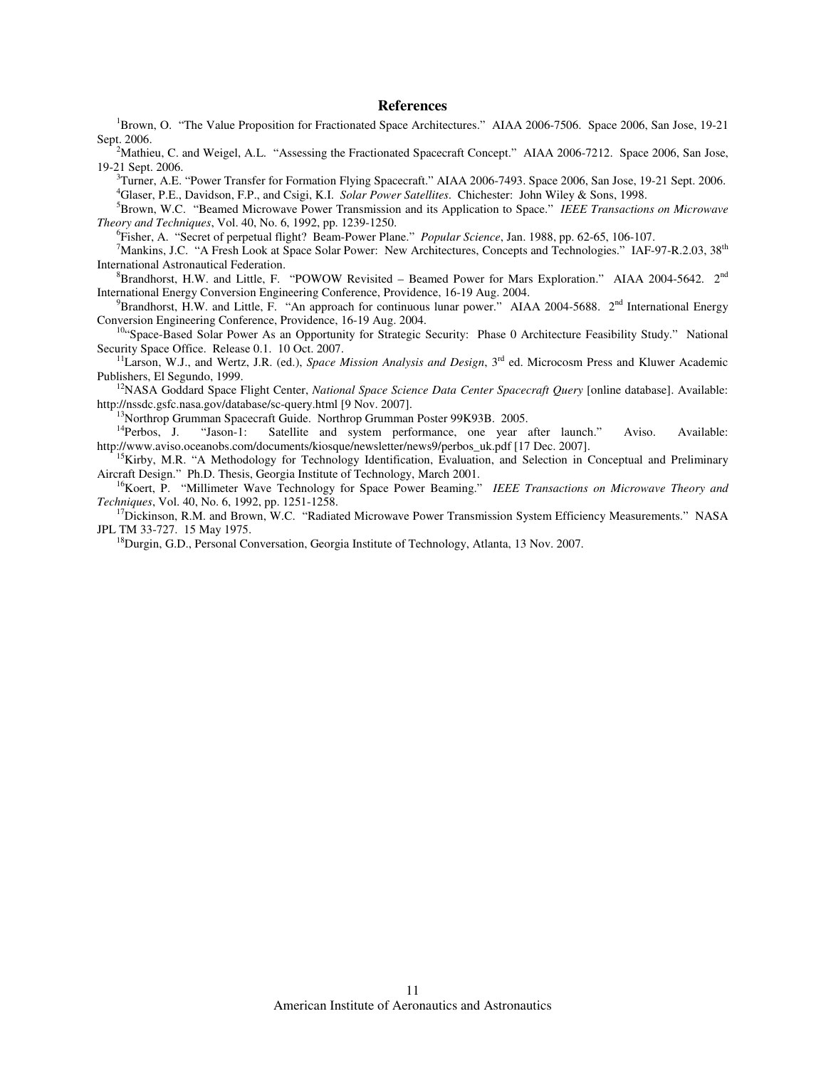## References

[1]Brown, O. "The Value Proposition for Fractionated Space Architectures." AIAA 2006-7506. Space 2006, San Jose, 19-21 Sept. 2006.

[2]Mathieu, C. and Weigel, A.L. "Assessing the Fractionated Spacecraft Concept." AIAA 2006-7212. Space 2006, San Jose, 19-21 Sept. 2006.

[3]Turner, A.E. "Power Transfer for Formation Flying Spacecraft." AIAA 2006-7493. Space 2006, San Jose, 19-21 Sept. 2006.

[4]Glaser, P.E., Davidson, F.P., and Csigi, K.I. *Solar Power Satellites*. Chichester: John Wiley & Sons, 1998.

[5]Brown, W.C. "Beamed Microwave Power Transmission and its Application to Space." *IEEE Transactions on Microwave Theory and Techniques*, Vol. 40, No. 6, 1992, pp. 1239-1250.

[6]Fisher, A. "Secret of perpetual flight? Beam-Power Plane." *Popular Science*, Jan. 1988, pp. 62-65, 106-107.

[7]Mankins, J.C. "A Fresh Look at Space Solar Power: New Architectures, Concepts and Technologies." IAF-97-R.2.03, 38th International Astronautical Federation.

[8]Brandhorst, H.W. and Little, F. "POWOW Revisited – Beamed Power for Mars Exploration." AIAA 2004-5642. 2nd International Energy Conversion Engineering Conference, Providence, 16-19 Aug. 2004.

[9]Brandhorst, H.W. and Little, F. "An approach for continuous lunar power." AIAA 2004-5688. 2nd International Energy Conversion Engineering Conference, Providence, 16-19 Aug. 2004.

[10]"Space-Based Solar Power As an Opportunity for Strategic Security: Phase 0 Architecture Feasibility Study." National Security Space Office. Release 0.1. 10 Oct. 2007.

[11]Larson, W.J., and Wertz, J.R. (ed.), *Space Mission Analysis and Design*, 3rd ed. Microcosm Press and Kluwer Academic Publishers, El Segundo, 1999.

[12]NASA Goddard Space Flight Center, *National Space Science Data Center Spacecraft Query* [online database]. Available: http://nssdc.gsfc.nasa.gov/database/sc-query.html [9 Nov. 2007].

[13]Northrop Grumman Spacecraft Guide. Northrop Grumman Poster 99K93B. 2005.

[14]Perbos, J. "Jason-1: Satellite and system performance, one year after launch." Aviso. Available: http://www.aviso.oceanobs.com/documents/kiosque/newsletter/news9/perbos_uk.pdf [17 Dec. 2007].

[15]Kirby, M.R. "A Methodology for Technology Identification, Evaluation, and Selection in Conceptual and Preliminary Aircraft Design." Ph.D. Thesis, Georgia Institute of Technology, March 2001.

[16]Koert, P. "Millimeter Wave Technology for Space Power Beaming." *IEEE Transactions on Microwave Theory and Techniques*, Vol. 40, No. 6, 1992, pp. 1251-1258.

[17]Dickinson, R.M. and Brown, W.C. "Radiated Microwave Power Transmission System Efficiency Measurements." NASA JPL TM 33-727. 15 May 1975.

[18]Durgin, G.D., Personal Conversation, Georgia Institute of Technology, Atlanta, 13 Nov. 2007.